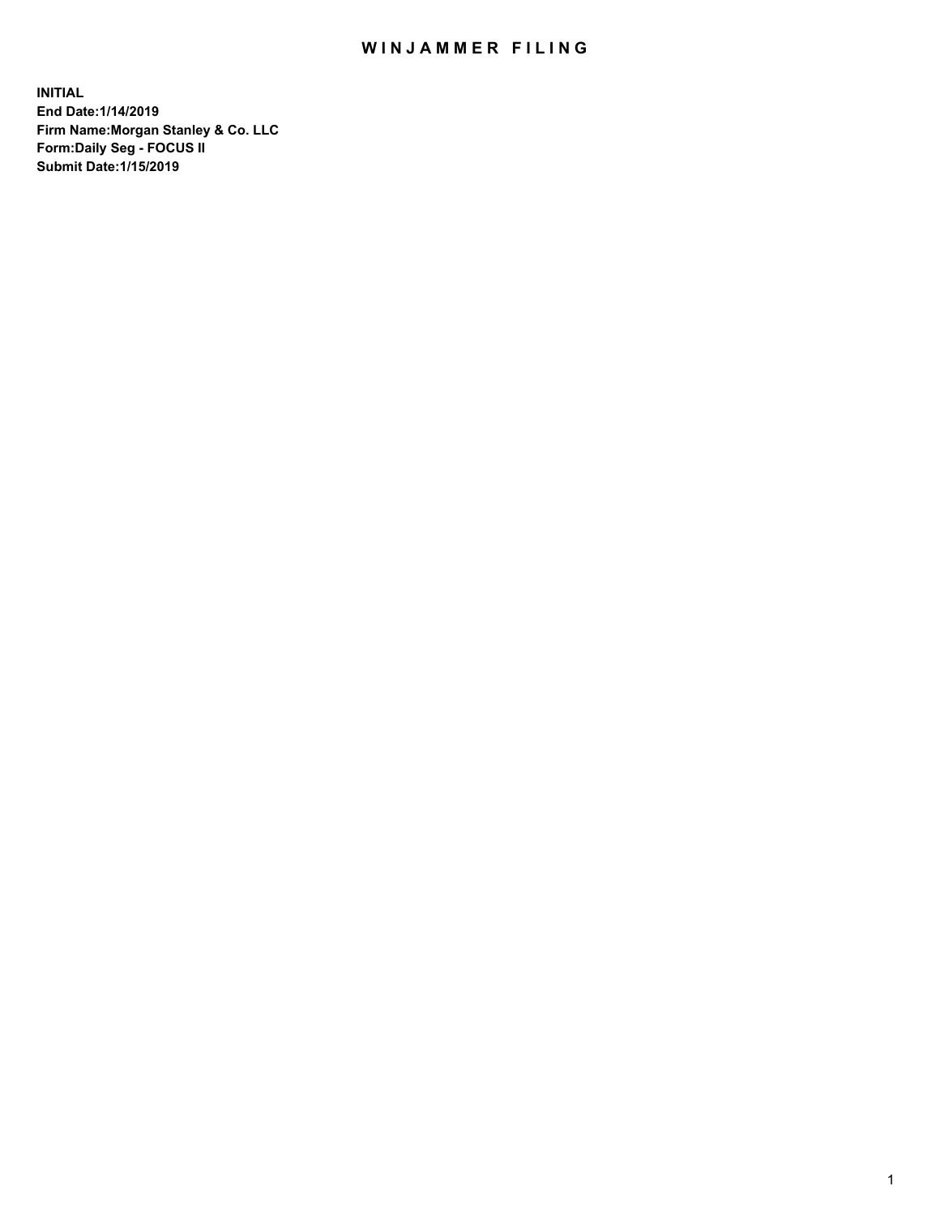# WINJAMMER FILING

**INITIAL**
**End Date:1/14/2019**
**Firm Name:Morgan Stanley & Co. LLC**
**Form:Daily Seg - FOCUS II**
**Submit Date:1/15/2019**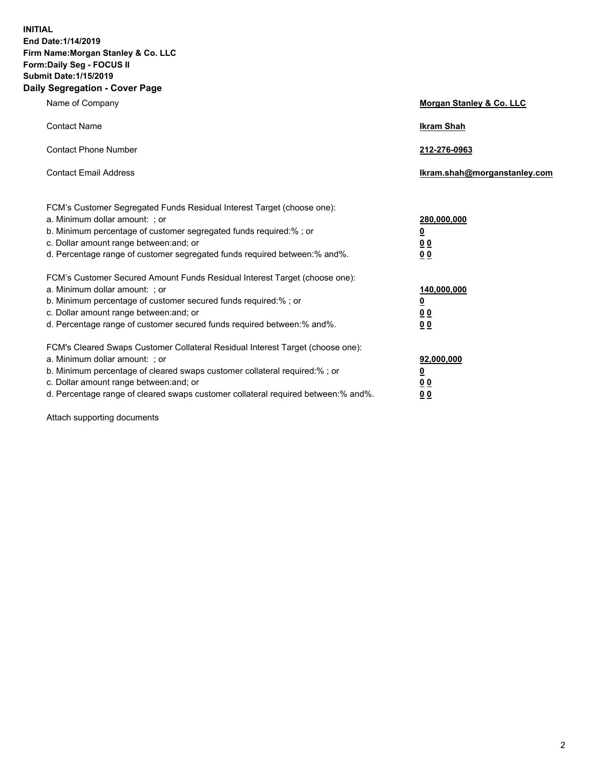**INITIAL**
**End Date:1/14/2019**
**Firm Name:Morgan Stanley & Co. LLC**
**Form:Daily Seg - FOCUS II**
**Submit Date:1/15/2019**

**Daily Segregation - Cover Page**

| | |
|---|---|
| Name of Company | **Morgan Stanley & Co. LLC** |
| Contact Name | **Ikram Shah** |
| Contact Phone Number | **212-276-0963** |
| Contact Email Address | **Ikram.shah@morganstanley.com** |

| | |
|---|---|
| FCM's Customer Segregated Funds Residual Interest Target (choose one): | |
| a. Minimum dollar amount: ; or | **280,000,000** |
| b. Minimum percentage of customer segregated funds required:% ; or | **0** |
| c. Dollar amount range between:and; or | **0 0** |
| d. Percentage range of customer segregated funds required between:% and%. | **0 0** |
| FCM's Customer Secured Amount Funds Residual Interest Target (choose one): | |
| a. Minimum dollar amount: ; or | **140,000,000** |
| b. Minimum percentage of customer secured funds required:% ; or | **0** |
| c. Dollar amount range between:and; or | **0 0** |
| d. Percentage range of customer secured funds required between:% and%. | **0 0** |
| FCM's Cleared Swaps Customer Collateral Residual Interest Target (choose one): | |
| a. Minimum dollar amount: ; or | **92,000,000** |
| b. Minimum percentage of cleared swaps customer collateral required:% ; or | **0** |
| c. Dollar amount range between:and; or | **0 0** |
| d. Percentage range of cleared swaps customer collateral required between:% and%. | **0 0** |

Attach supporting documents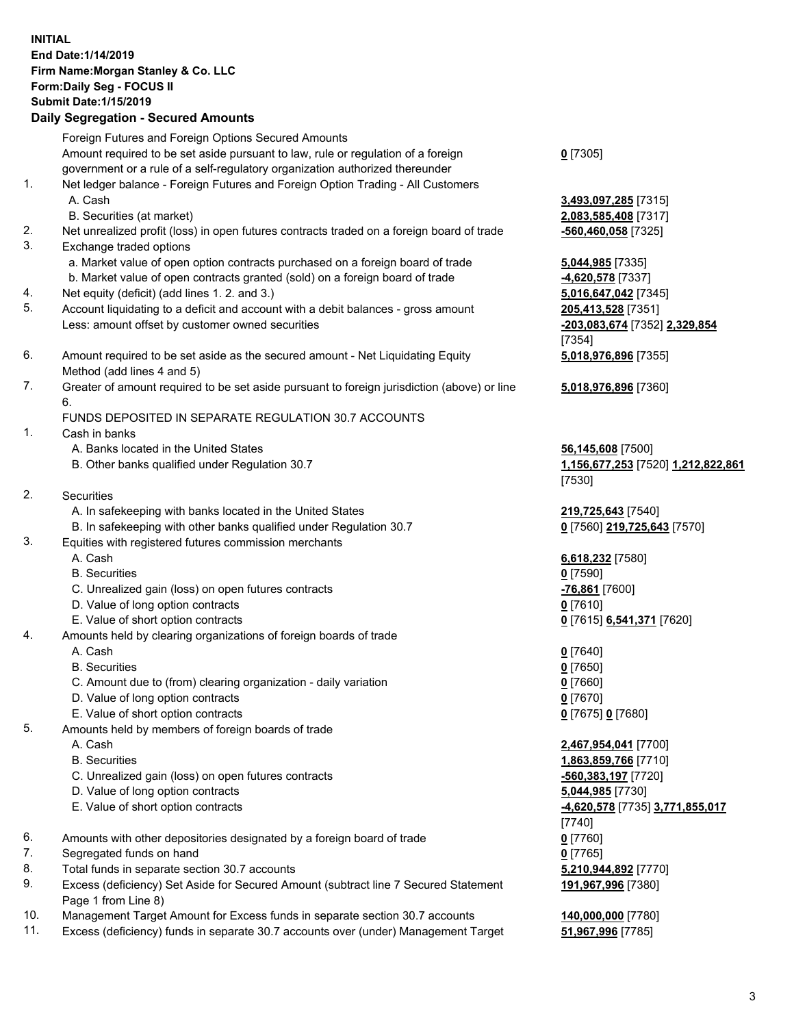**INITIAL**
**End Date:1/14/2019**
**Firm Name:Morgan Stanley & Co. LLC**
**Form:Daily Seg - FOCUS II**
**Submit Date:1/15/2019**

## Daily Segregation - Secured Amounts

| | | |
|---|---|---|
| | Foreign Futures and Foreign Options Secured Amounts | |
| | Amount required to be set aside pursuant to law, rule or regulation of a foreign government or a rule of a self-regulatory organization authorized thereunder | **0** [7305] |
| 1. | Net ledger balance - Foreign Futures and Foreign Option Trading - All Customers | |
| | A. Cash | **3,493,097,285** [7315] |
| | B. Securities (at market) | **2,083,585,408** [7317] |
| 2. | Net unrealized profit (loss) in open futures contracts traded on a foreign board of trade | **-560,460,058** [7325] |
| 3. | Exchange traded options | |
| | a. Market value of open option contracts purchased on a foreign board of trade | **5,044,985** [7335] |
| | b. Market value of open contracts granted (sold) on a foreign board of trade | **-4,620,578** [7337] |
| 4. | Net equity (deficit) (add lines 1. 2. and 3.) | **5,016,647,042** [7345] |
| 5. | Account liquidating to a deficit and account with a debit balances - gross amount | **205,413,528** [7351] |
| | Less: amount offset by customer owned securities | **-203,083,674** [7352] **2,329,854** [7354] |
| 6. | Amount required to be set aside as the secured amount - Net Liquidating Equity Method (add lines 4 and 5) | **5,018,976,896** [7355] |
| 7. | Greater of amount required to be set aside pursuant to foreign jurisdiction (above) or line 6. | **5,018,976,896** [7360] |
| | FUNDS DEPOSITED IN SEPARATE REGULATION 30.7 ACCOUNTS | |
| 1. | Cash in banks | |
| | A. Banks located in the United States | **56,145,608** [7500] |
| | B. Other banks qualified under Regulation 30.7 | **1,156,677,253** [7520] **1,212,822,861** [7530] |
| 2. | Securities | |
| | A. In safekeeping with banks located in the United States | **219,725,643** [7540] |
| | B. In safekeeping with other banks qualified under Regulation 30.7 | **0** [7560] **219,725,643** [7570] |
| 3. | Equities with registered futures commission merchants | |
| | A. Cash | **6,618,232** [7580] |
| | B. Securities | **0** [7590] |
| | C. Unrealized gain (loss) on open futures contracts | **-76,861** [7600] |
| | D. Value of long option contracts | **0** [7610] |
| | E. Value of short option contracts | **0** [7615] **6,541,371** [7620] |
| 4. | Amounts held by clearing organizations of foreign boards of trade | |
| | A. Cash | **0** [7640] |
| | B. Securities | **0** [7650] |
| | C. Amount due to (from) clearing organization - daily variation | **0** [7660] |
| | D. Value of long option contracts | **0** [7670] |
| | E. Value of short option contracts | **0** [7675] **0** [7680] |
| 5. | Amounts held by members of foreign boards of trade | |
| | A. Cash | **2,467,954,041** [7700] |
| | B. Securities | **1,863,859,766** [7710] |
| | C. Unrealized gain (loss) on open futures contracts | **-560,383,197** [7720] |
| | D. Value of long option contracts | **5,044,985** [7730] |
| | E. Value of short option contracts | **-4,620,578** [7735] **3,771,855,017** [7740] |
| 6. | Amounts with other depositories designated by a foreign board of trade | **0** [7760] |
| 7. | Segregated funds on hand | **0** [7765] |
| 8. | Total funds in separate section 30.7 accounts | **5,210,944,892** [7770] |
| 9. | Excess (deficiency) Set Aside for Secured Amount (subtract line 7 Secured Statement Page 1 from Line 8) | **191,967,996** [7380] |
| 10. | Management Target Amount for Excess funds in separate section 30.7 accounts | **140,000,000** [7780] |
| 11. | Excess (deficiency) funds in separate 30.7 accounts over (under) Management Target | **51,967,996** [7785] |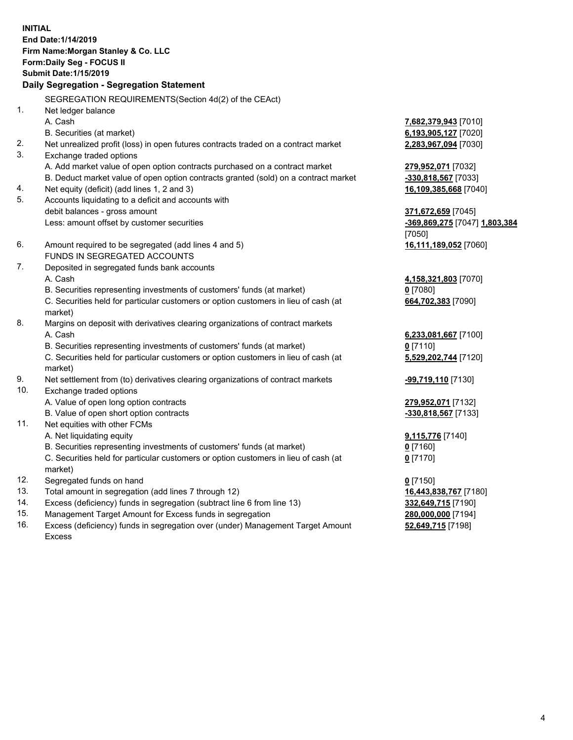**INITIAL**
**End Date:1/14/2019**
**Firm Name:Morgan Stanley & Co. LLC**
**Form:Daily Seg - FOCUS II**
**Submit Date:1/15/2019**

## Daily Segregation - Segregation Statement

SEGREGATION REQUIREMENTS(Section 4d(2) of the CEAct)

| | | |
|---|---|---|
| 1. | Net ledger balance | |
| | A. Cash | **7,682,379,943** [7010] |
| | B. Securities (at market) | **6,193,905,127** [7020] |
| 2. | Net unrealized profit (loss) in open futures contracts traded on a contract market | **2,283,967,094** [7030] |
| 3. | Exchange traded options | |
| | A. Add market value of open option contracts purchased on a contract market | **279,952,071** [7032] |
| | B. Deduct market value of open option contracts granted (sold) on a contract market | **-330,818,567** [7033] |
| 4. | Net equity (deficit) (add lines 1, 2 and 3) | **16,109,385,668** [7040] |
| 5. | Accounts liquidating to a deficit and accounts with debit balances - gross amount | **371,672,659** [7045] |
| | Less: amount offset by customer securities | **-369,869,275** [7047] **1,803,384** [7050] |
| 6. | Amount required to be segregated (add lines 4 and 5) | **16,111,189,052** [7060] |
| | FUNDS IN SEGREGATED ACCOUNTS | |
| 7. | Deposited in segregated funds bank accounts | |
| | A. Cash | **4,158,321,803** [7070] |
| | B. Securities representing investments of customers' funds (at market) | **0** [7080] |
| | C. Securities held for particular customers or option customers in lieu of cash (at market) | **664,702,383** [7090] |
| 8. | Margins on deposit with derivatives clearing organizations of contract markets | |
| | A. Cash | **6,233,081,667** [7100] |
| | B. Securities representing investments of customers' funds (at market) | **0** [7110] |
| | C. Securities held for particular customers or option customers in lieu of cash (at market) | **5,529,202,744** [7120] |
| 9. | Net settlement from (to) derivatives clearing organizations of contract markets | **-99,719,110** [7130] |
| 10. | Exchange traded options | |
| | A. Value of open long option contracts | **279,952,071** [7132] |
| | B. Value of open short option contracts | **-330,818,567** [7133] |
| 11. | Net equities with other FCMs | |
| | A. Net liquidating equity | **9,115,776** [7140] |
| | B. Securities representing investments of customers' funds (at market) | **0** [7160] |
| | C. Securities held for particular customers or option customers in lieu of cash (at market) | **0** [7170] |
| 12. | Segregated funds on hand | **0** [7150] |
| 13. | Total amount in segregation (add lines 7 through 12) | **16,443,838,767** [7180] |
| 14. | Excess (deficiency) funds in segregation (subtract line 6 from line 13) | **332,649,715** [7190] |
| 15. | Management Target Amount for Excess funds in segregation | **280,000,000** [7194] |
| 16. | Excess (deficiency) funds in segregation over (under) Management Target Amount Excess | **52,649,715** [7198] |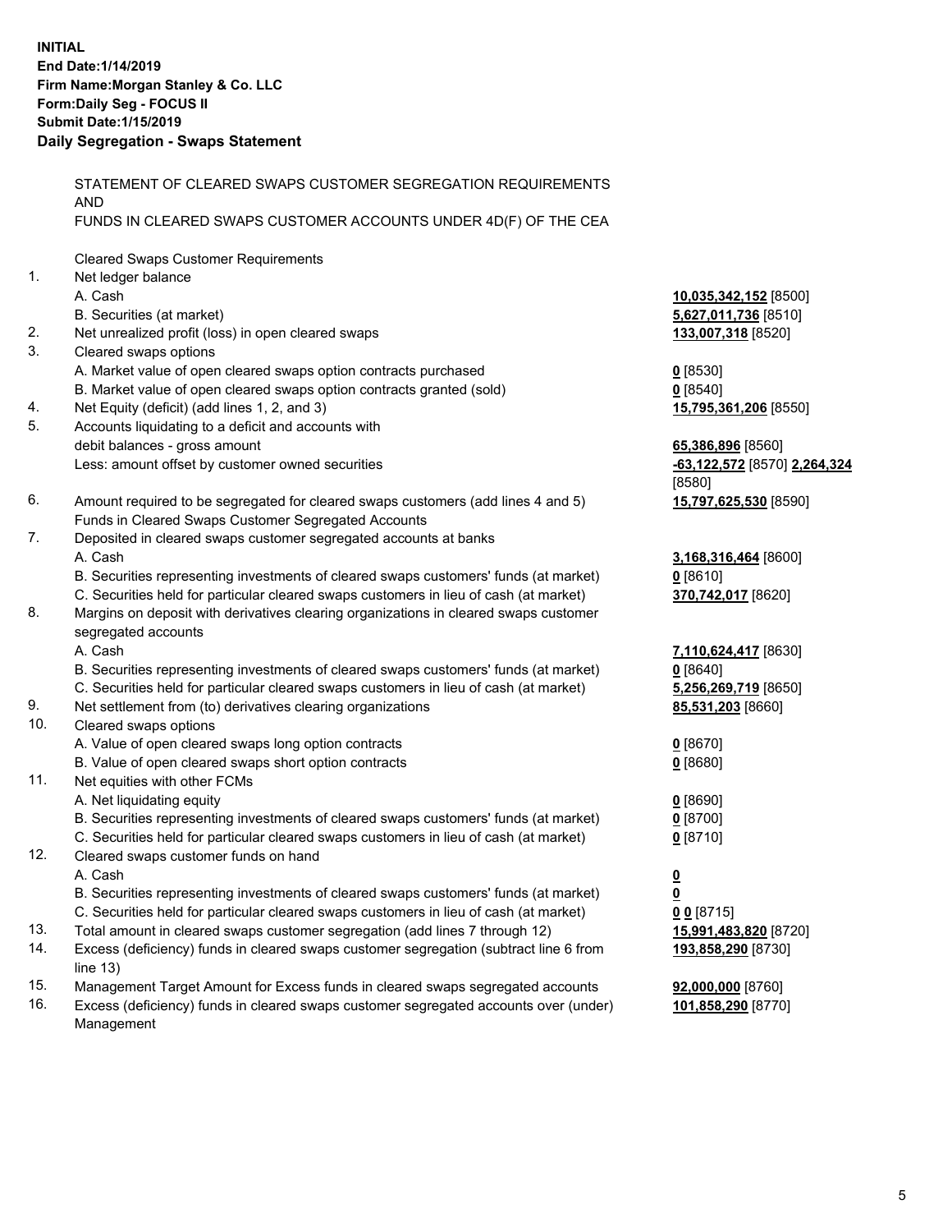**INITIAL**
**End Date:1/14/2019**
**Firm Name:Morgan Stanley & Co. LLC**
**Form:Daily Seg - FOCUS II**
**Submit Date:1/15/2019**
**Daily Segregation - Swaps Statement**

STATEMENT OF CLEARED SWAPS CUSTOMER SEGREGATION REQUIREMENTS AND FUNDS IN CLEARED SWAPS CUSTOMER ACCOUNTS UNDER 4D(F) OF THE CEA

| | | |
|---|---|---|
| | Cleared Swaps Customer Requirements | |
| 1. | Net ledger balance | |
| | A. Cash | **10,035,342,152** [8500] |
| | B. Securities (at market) | **5,627,011,736** [8510] |
| 2. | Net unrealized profit (loss) in open cleared swaps | **133,007,318** [8520] |
| 3. | Cleared swaps options | |
| | A. Market value of open cleared swaps option contracts purchased | **0** [8530] |
| | B. Market value of open cleared swaps option contracts granted (sold) | **0** [8540] |
| 4. | Net Equity (deficit) (add lines 1, 2, and 3) | **15,795,361,206** [8550] |
| 5. | Accounts liquidating to a deficit and accounts with debit balances - gross amount | **65,386,896** [8560] |
| | Less: amount offset by customer owned securities | **-63,122,572** [8570] **2,264,324** [8580] |
| 6. | Amount required to be segregated for cleared swaps customers (add lines 4 and 5) | **15,797,625,530** [8590] |
| | Funds in Cleared Swaps Customer Segregated Accounts | |
| 7. | Deposited in cleared swaps customer segregated accounts at banks | |
| | A. Cash | **3,168,316,464** [8600] |
| | B. Securities representing investments of cleared swaps customers' funds (at market) | **0** [8610] |
| | C. Securities held for particular cleared swaps customers in lieu of cash (at market) | **370,742,017** [8620] |
| 8. | Margins on deposit with derivatives clearing organizations in cleared swaps customer segregated accounts | |
| | A. Cash | **7,110,624,417** [8630] |
| | B. Securities representing investments of cleared swaps customers' funds (at market) | **0** [8640] |
| | C. Securities held for particular cleared swaps customers in lieu of cash (at market) | **5,256,269,719** [8650] |
| 9. | Net settlement from (to) derivatives clearing organizations | **85,531,203** [8660] |
| 10. | Cleared swaps options | |
| | A. Value of open cleared swaps long option contracts | **0** [8670] |
| | B. Value of open cleared swaps short option contracts | **0** [8680] |
| 11. | Net equities with other FCMs | |
| | A. Net liquidating equity | **0** [8690] |
| | B. Securities representing investments of cleared swaps customers' funds (at market) | **0** [8700] |
| | C. Securities held for particular cleared swaps customers in lieu of cash (at market) | **0** [8710] |
| 12. | Cleared swaps customer funds on hand | |
| | A. Cash | **0** |
| | B. Securities representing investments of cleared swaps customers' funds (at market) | **0** |
| | C. Securities held for particular cleared swaps customers in lieu of cash (at market) | **0** **0** [8715] |
| 13. | Total amount in cleared swaps customer segregation (add lines 7 through 12) | **15,991,483,820** [8720] |
| 14. | Excess (deficiency) funds in cleared swaps customer segregation (subtract line 6 from line 13) | **193,858,290** [8730] |
| 15. | Management Target Amount for Excess funds in cleared swaps segregated accounts | **92,000,000** [8760] |
| 16. | Excess (deficiency) funds in cleared swaps customer segregated accounts over (under) Management | **101,858,290** [8770] |